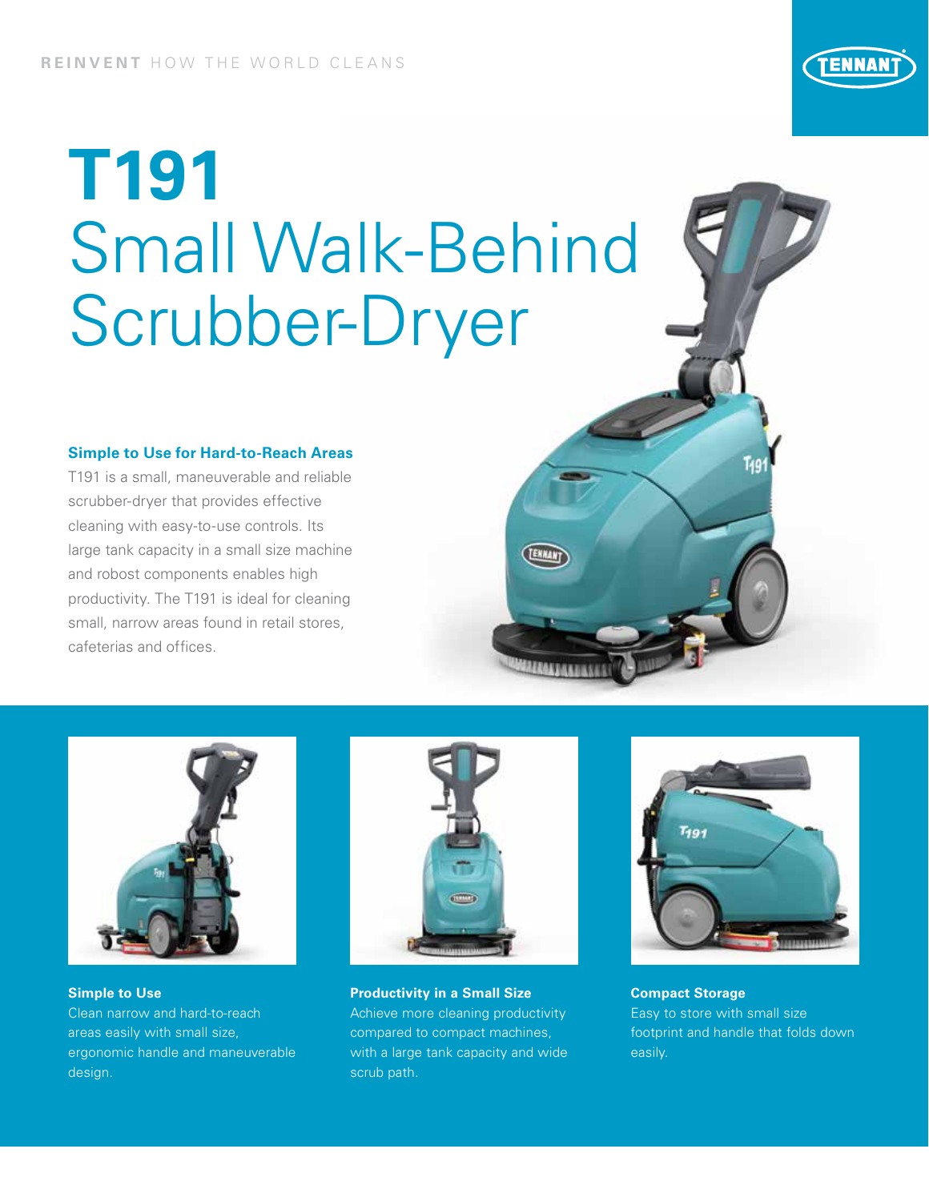**REINVENT** HOW THE WORLD CLEANS

# T191
## Small Walk-Behind Scrubber-Dryer

### Simple to Use for Hard-to-Reach Areas

T191 is a small, maneuverable and reliable scrubber-dryer that provides effective cleaning with easy-to-use controls. Its large tank capacity in a small size machine and robost components enables high productivity. The T191 is ideal for cleaning small, narrow areas found in retail stores, cafeterias and offices.

**Simple to Use**
Clean narrow and hard-to-reach areas easily with small size, ergonomic handle and maneuverable design.

**Productivity in a Small Size**
Achieve more cleaning productivity compared to compact machines, with a large tank capacity and wide scrub path.

**Compact Storage**
Easy to store with small size footprint and handle that folds down easily.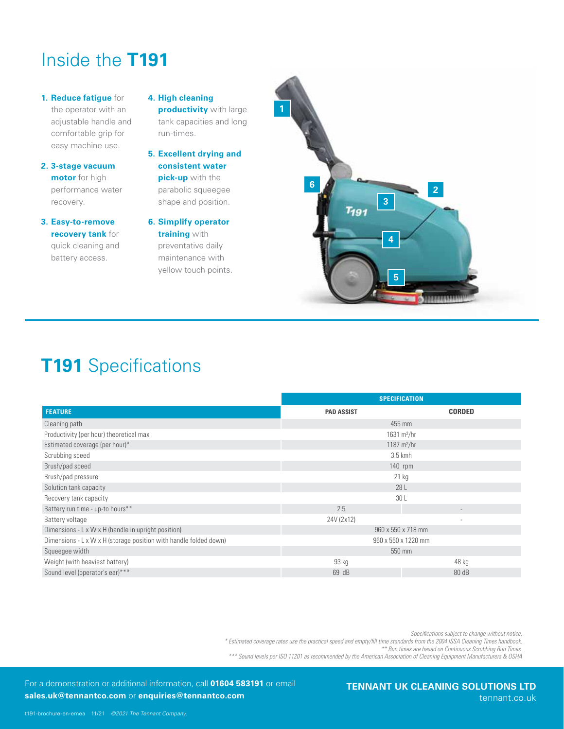# Inside the **T191**

1. **Reduce fatigue** for the operator with an adjustable handle and comfortable grip for easy machine use.
2. **3-stage vacuum motor** for high performance water recovery.
3. **Easy-to-remove recovery tank** for quick cleaning and battery access.
4. **High cleaning productivity** with large tank capacities and long run-times.
5. **Excellent drying and consistent water pick-up** with the parabolic squeegee shape and position.
6. **Simplify operator training** with preventative daily maintenance with yellow touch points.

1

6

2

3

T191

4

5

# **T191** Specifications

| FEATURE | SPECIFICATION | |
|---|---|---|
| | PAD ASSIST | CORDED |
| Cleaning path | 455 mm | |
| Productivity (per hour) theoretical max | 1631 m²/hr | |
| Estimated coverage (per hour)* | 1187 m²/hr | |
| Scrubbing speed | 3.5 kmh | |
| Brush/pad speed | 140 rpm | |
| Brush/pad pressure | 21 kg | |
| Solution tank capacity | 28 L | |
| Recovery tank capacity | 30 L | |
| Battery run time - up-to hours** | 2.5 | - |
| Battery voltage | 24V (2x12) | - |
| Dimensions - L x W x H (handle in upright position) | 960 x 550 x 718 mm | |
| Dimensions - L x W x H (storage position with handle folded down) | 960 x 550 x 1220 mm | |
| Squeegee width | 550 mm | |
| Weight (with heaviest battery) | 93 kg | 48 kg |
| Sound level (operator's ear)*** | 69 dB | 80 dB |

*Specifications subject to change without notice.*
*\* Estimated coverage rates use the practical speed and empty/fill time standards from the 2004 ISSA Cleaning Times handbook.*
*\*\* Run times are based on Continuous Scrubbing Run Times.*
*\*\*\* Sound levels per ISO 11201 as recommended by the American Association of Cleaning Equipment Manufacturers & OSHA*

For a demonstration or additional information, call **01604 583191** or email **sales.uk@tennantco.com** or **enquiries@tennantco.com**

**TENNANT UK CLEANING SOLUTIONS LTD**
tennant.co.uk

t191-brochure-en-emea 11/21 *©2021 The Tennant Company.*